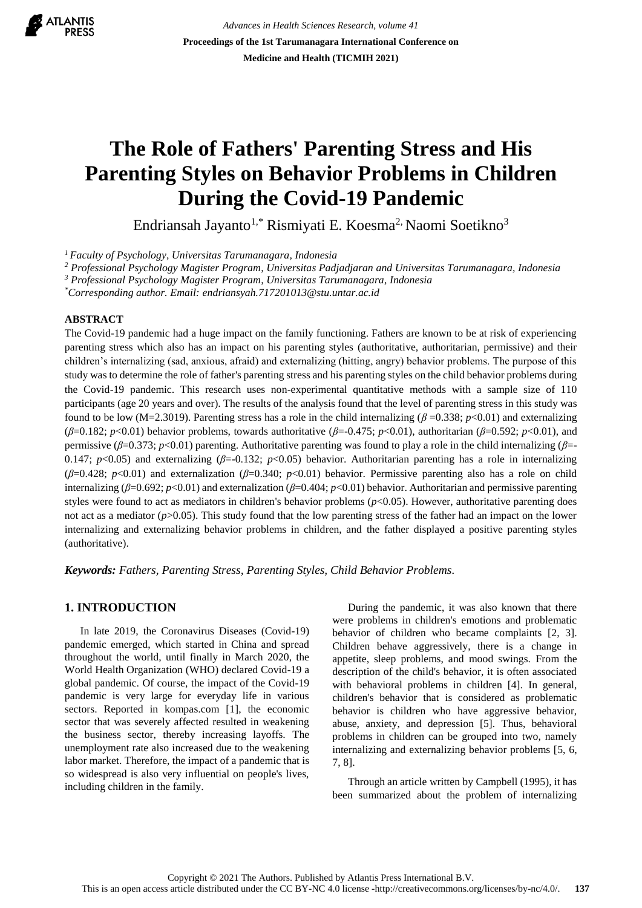# The Role of Fathers' Parenting Stress and His Parenting Styles on Behavior Problems in Children During the Covid-19 Pandemic

Endriansah Jayanto[1,*] Rismiyati E. Koesma[2,] Naomi Soetikno[3]

[1] *Faculty of Psychology, Universitas Tarumanagara, Indonesia*
[2] *Professional Psychology Magister Program, Universitas Padjadjaran and Universitas Tarumanagara, Indonesia*
[3] *Professional Psychology Magister Program, Universitas Tarumanagara, Indonesia*
[*] *Corresponding author. Email: endriansyah.717201013@stu.untar.ac.id*

## ABSTRACT

The Covid-19 pandemic had a huge impact on the family functioning. Fathers are known to be at risk of experiencing parenting stress which also has an impact on his parenting styles (authoritative, authoritarian, permissive) and their children's internalizing (sad, anxious, afraid) and externalizing (hitting, angry) behavior problems. The purpose of this study was to determine the role of father's parenting stress and his parenting styles on the child behavior problems during the Covid-19 pandemic. This research uses non-experimental quantitative methods with a sample size of 110 participants (age 20 years and over). The results of the analysis found that the level of parenting stress in this study was found to be low (M=2.3019). Parenting stress has a role in the child internalizing ($\beta$ =0.338; $p$<0.01) and externalizing ($\beta$=0.182; $p$<0.01) behavior problems, towards authoritative ($\beta$=-0.475; $p$<0.01), authoritarian ($\beta$=0.592; $p$<0.01), and permissive ($\beta$=0.373; $p$<0.01) parenting. Authoritative parenting was found to play a role in the child internalizing ($\beta$=-0.147; $p$<0.05) and externalizing ($\beta$=-0.132; $p$<0.05) behavior. Authoritarian parenting has a role in internalizing ($\beta$=0.428; $p$<0.01) and externalization ($\beta$=0.340; $p$<0.01) behavior. Permissive parenting also has a role on child internalizing ($\beta$=0.692; $p$<0.01) and externalization ($\beta$=0.404; $p$<0.01) behavior. Authoritarian and permissive parenting styles were found to act as mediators in children's behavior problems ($p$<0.05). However, authoritative parenting does not act as a mediator ($p$>0.05). This study found that the low parenting stress of the father had an impact on the lower internalizing and externalizing behavior problems in children, and the father displayed a positive parenting styles (authoritative).

***Keywords:*** *Fathers, Parenting Stress, Parenting Styles, Child Behavior Problems.*

## 1. INTRODUCTION

In late 2019, the Coronavirus Diseases (Covid-19) pandemic emerged, which started in China and spread throughout the world, until finally in March 2020, the World Health Organization (WHO) declared Covid-19 a global pandemic. Of course, the impact of the Covid-19 pandemic is very large for everyday life in various sectors. Reported in kompas.com [1], the economic sector that was severely affected resulted in weakening the business sector, thereby increasing layoffs. The unemployment rate also increased due to the weakening labor market. Therefore, the impact of a pandemic that is so widespread is also very influential on people's lives, including children in the family.

During the pandemic, it was also known that there were problems in children's emotions and problematic behavior of children who became complaints [2, 3]. Children behave aggressively, there is a change in appetite, sleep problems, and mood swings. From the description of the child's behavior, it is often associated with behavioral problems in children [4]. In general, children's behavior that is considered as problematic behavior is children who have aggressive behavior, abuse, anxiety, and depression [5]. Thus, behavioral problems in children can be grouped into two, namely internalizing and externalizing behavior problems [5, 6, 7, 8].

Through an article written by Campbell (1995), it has been summarized about the problem of internalizing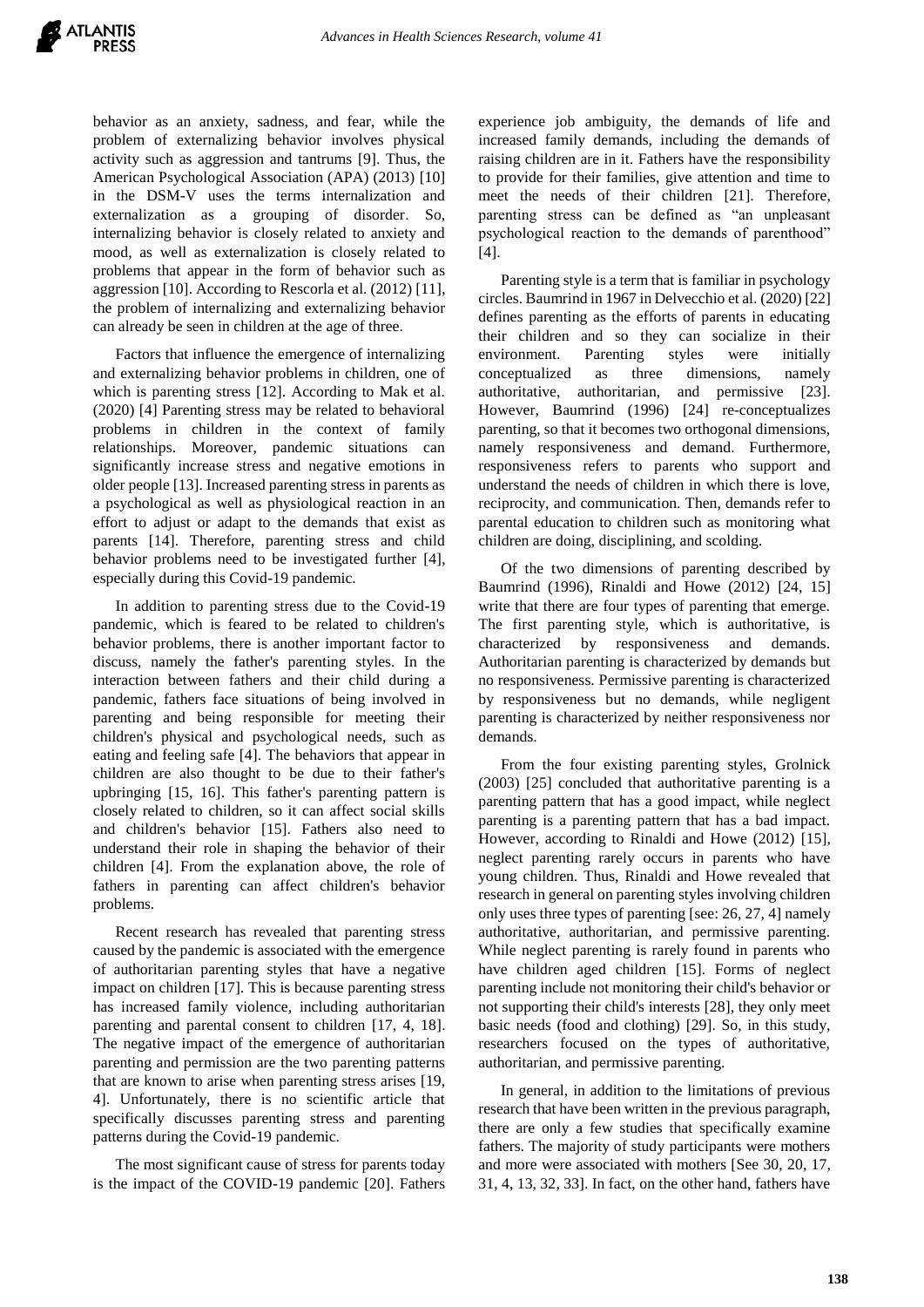behavior as an anxiety, sadness, and fear, while the problem of externalizing behavior involves physical activity such as aggression and tantrums [9]. Thus, the American Psychological Association (APA) (2013) [10] in the DSM-V uses the terms internalization and externalization as a grouping of disorder. So, internalizing behavior is closely related to anxiety and mood, as well as externalization is closely related to problems that appear in the form of behavior such as aggression [10]. According to Rescorla et al. (2012) [11], the problem of internalizing and externalizing behavior can already be seen in children at the age of three.

Factors that influence the emergence of internalizing and externalizing behavior problems in children, one of which is parenting stress [12]. According to Mak et al. (2020) [4] Parenting stress may be related to behavioral problems in children in the context of family relationships. Moreover, pandemic situations can significantly increase stress and negative emotions in older people [13]. Increased parenting stress in parents as a psychological as well as physiological reaction in an effort to adjust or adapt to the demands that exist as parents [14]. Therefore, parenting stress and child behavior problems need to be investigated further [4], especially during this Covid-19 pandemic.

In addition to parenting stress due to the Covid-19 pandemic, which is feared to be related to children's behavior problems, there is another important factor to discuss, namely the father's parenting styles. In the interaction between fathers and their child during a pandemic, fathers face situations of being involved in parenting and being responsible for meeting their children's physical and psychological needs, such as eating and feeling safe [4]. The behaviors that appear in children are also thought to be due to their father's upbringing [15, 16]. This father's parenting pattern is closely related to children, so it can affect social skills and children's behavior [15]. Fathers also need to understand their role in shaping the behavior of their children [4]. From the explanation above, the role of fathers in parenting can affect children's behavior problems.

Recent research has revealed that parenting stress caused by the pandemic is associated with the emergence of authoritarian parenting styles that have a negative impact on children [17]. This is because parenting stress has increased family violence, including authoritarian parenting and parental consent to children [17, 4, 18]. The negative impact of the emergence of authoritarian parenting and permission are the two parenting patterns that are known to arise when parenting stress arises [19, 4]. Unfortunately, there is no scientific article that specifically discusses parenting stress and parenting patterns during the Covid-19 pandemic.

The most significant cause of stress for parents today is the impact of the COVID-19 pandemic [20]. Fathers experience job ambiguity, the demands of life and increased family demands, including the demands of raising children are in it. Fathers have the responsibility to provide for their families, give attention and time to meet the needs of their children [21]. Therefore, parenting stress can be defined as "an unpleasant psychological reaction to the demands of parenthood" [4].

Parenting style is a term that is familiar in psychology circles. Baumrind in 1967 in Delvecchio et al. (2020) [22] defines parenting as the efforts of parents in educating their children and so they can socialize in their environment. Parenting styles were initially conceptualized as three dimensions, namely authoritative, authoritarian, and permissive [23]. However, Baumrind (1996) [24] re-conceptualizes parenting, so that it becomes two orthogonal dimensions, namely responsiveness and demand. Furthermore, responsiveness refers to parents who support and understand the needs of children in which there is love, reciprocity, and communication. Then, demands refer to parental education to children such as monitoring what children are doing, disciplining, and scolding.

Of the two dimensions of parenting described by Baumrind (1996), Rinaldi and Howe (2012) [24, 15] write that there are four types of parenting that emerge. The first parenting style, which is authoritative, is characterized by responsiveness and demands. Authoritarian parenting is characterized by demands but no responsiveness. Permissive parenting is characterized by responsiveness but no demands, while negligent parenting is characterized by neither responsiveness nor demands.

From the four existing parenting styles, Grolnick (2003) [25] concluded that authoritative parenting is a parenting pattern that has a good impact, while neglect parenting is a parenting pattern that has a bad impact. However, according to Rinaldi and Howe (2012) [15], neglect parenting rarely occurs in parents who have young children. Thus, Rinaldi and Howe revealed that research in general on parenting styles involving children only uses three types of parenting [see: 26, 27, 4] namely authoritative, authoritarian, and permissive parenting. While neglect parenting is rarely found in parents who have children aged children [15]. Forms of neglect parenting include not monitoring their child's behavior or not supporting their child's interests [28], they only meet basic needs (food and clothing) [29]. So, in this study, researchers focused on the types of authoritative, authoritarian, and permissive parenting.

In general, in addition to the limitations of previous research that have been written in the previous paragraph, there are only a few studies that specifically examine fathers. The majority of study participants were mothers and more were associated with mothers [See 30, 20, 17, 31, 4, 13, 32, 33]. In fact, on the other hand, fathers have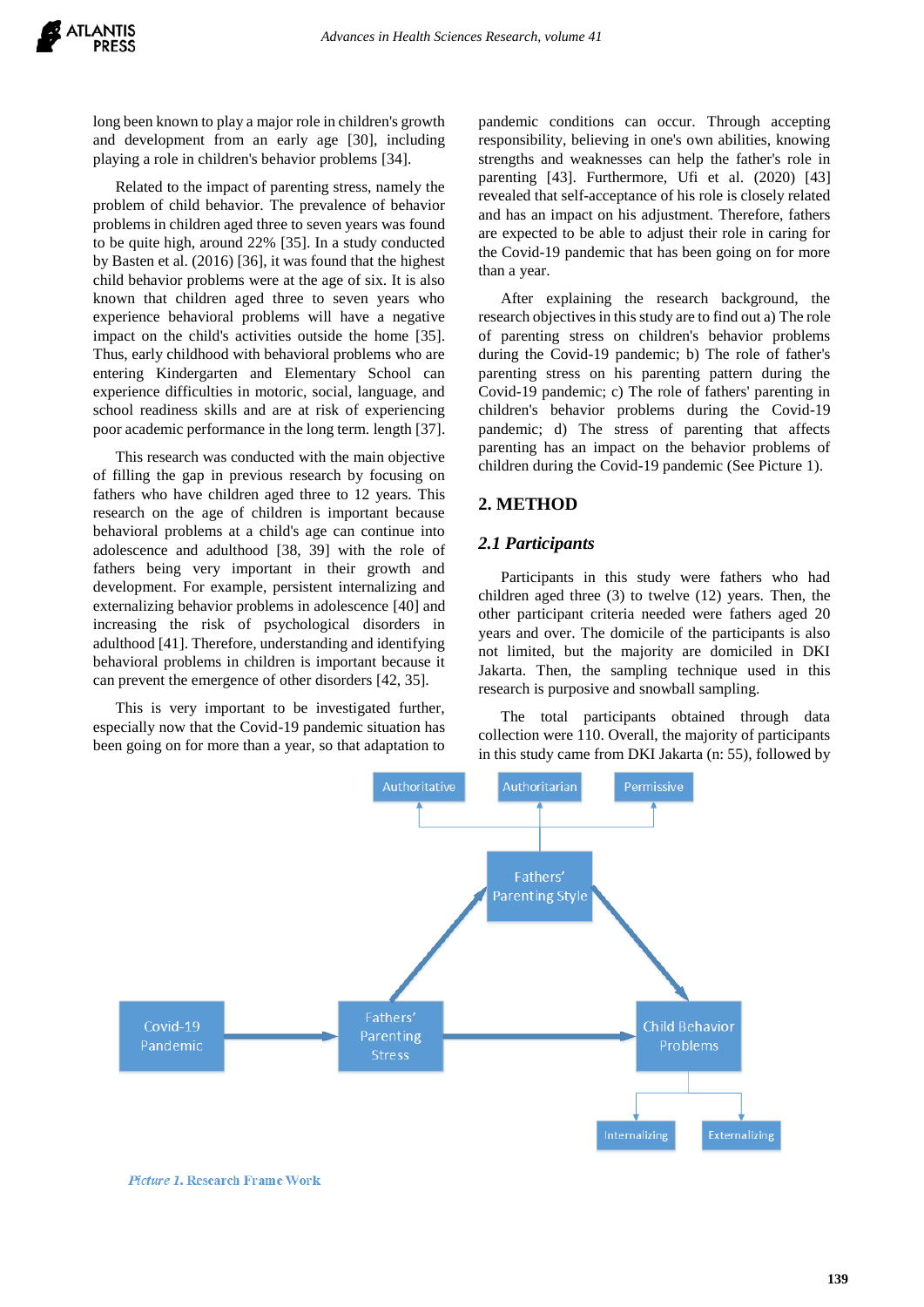long been known to play a major role in children's growth and development from an early age [30], including playing a role in children's behavior problems [34].

Related to the impact of parenting stress, namely the problem of child behavior. The prevalence of behavior problems in children aged three to seven years was found to be quite high, around 22% [35]. In a study conducted by Basten et al. (2016) [36], it was found that the highest child behavior problems were at the age of six. It is also known that children aged three to seven years who experience behavioral problems will have a negative impact on the child's activities outside the home [35]. Thus, early childhood with behavioral problems who are entering Kindergarten and Elementary School can experience difficulties in motoric, social, language, and school readiness skills and are at risk of experiencing poor academic performance in the long term. length [37].

This research was conducted with the main objective of filling the gap in previous research by focusing on fathers who have children aged three to 12 years. This research on the age of children is important because behavioral problems at a child's age can continue into adolescence and adulthood [38, 39] with the role of fathers being very important in their growth and development. For example, persistent internalizing and externalizing behavior problems in adolescence [40] and increasing the risk of psychological disorders in adulthood [41]. Therefore, understanding and identifying behavioral problems in children is important because it can prevent the emergence of other disorders [42, 35].

This is very important to be investigated further, especially now that the Covid-19 pandemic situation has been going on for more than a year, so that adaptation to pandemic conditions can occur. Through accepting responsibility, believing in one's own abilities, knowing strengths and weaknesses can help the father's role in parenting [43]. Furthermore, Ufi et al. (2020) [43] revealed that self-acceptance of his role is closely related and has an impact on his adjustment. Therefore, fathers are expected to be able to adjust their role in caring for the Covid-19 pandemic that has been going on for more than a year.

After explaining the research background, the research objectives in this study are to find out a) The role of parenting stress on children's behavior problems during the Covid-19 pandemic; b) The role of father's parenting stress on his parenting pattern during the Covid-19 pandemic; c) The role of fathers' parenting in children's behavior problems during the Covid-19 pandemic; d) The stress of parenting that affects parenting has an impact on the behavior problems of children during the Covid-19 pandemic (See Picture 1).

## 2. METHOD

### 2.1 Participants

Participants in this study were fathers who had children aged three (3) to twelve (12) years. Then, the other participant criteria needed were fathers aged 20 years and over. The domicile of the participants is also not limited, but the majority are domiciled in DKI Jakarta. Then, the sampling technique used in this research is purposive and snowball sampling.

The total participants obtained through data collection were 110. Overall, the majority of participants in this study came from DKI Jakarta (n: 55), followed by

*Picture 1.* Research Frame Work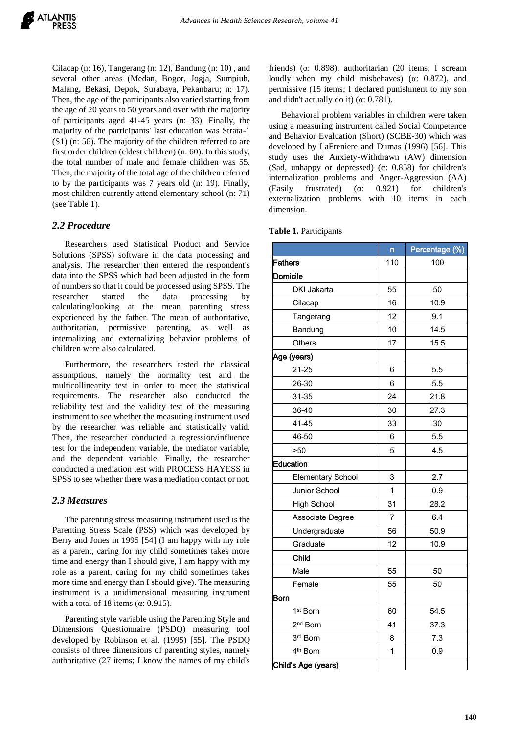Cilacap (n: 16), Tangerang (n: 12), Bandung (n: 10) , and several other areas (Medan, Bogor, Jogja, Sumpiuh, Malang, Bekasi, Depok, Surabaya, Pekanbaru; n: 17). Then, the age of the participants also varied starting from the age of 20 years to 50 years and over with the majority of participants aged 41-45 years (n: 33). Finally, the majority of the participants' last education was Strata-1 (S1) (n: 56). The majority of the children referred to are first order children (eldest children) (n: 60). In this study, the total number of male and female children was 55. Then, the majority of the total age of the children referred to by the participants was 7 years old (n: 19). Finally, most children currently attend elementary school (n: 71) (see Table 1).

## *2.2 Procedure*

Researchers used Statistical Product and Service Solutions (SPSS) software in the data processing and analysis. The researcher then entered the respondent's data into the SPSS which had been adjusted in the form of numbers so that it could be processed using SPSS. The researcher started the data processing by calculating/looking at the mean parenting stress experienced by the father. The mean of authoritative, authoritarian, permissive parenting, as well as internalizing and externalizing behavior problems of children were also calculated.

Furthermore, the researchers tested the classical assumptions, namely the normality test and the multicollinearity test in order to meet the statistical requirements. The researcher also conducted the reliability test and the validity test of the measuring instrument to see whether the measuring instrument used by the researcher was reliable and statistically valid. Then, the researcher conducted a regression/influence test for the independent variable, the mediator variable, and the dependent variable. Finally, the researcher conducted a mediation test with PROCESS HAYESS in SPSS to see whether there was a mediation contact or not.

## *2.3 Measures*

The parenting stress measuring instrument used is the Parenting Stress Scale (PSS) which was developed by Berry and Jones in 1995 [54] (I am happy with my role as a parent, caring for my child sometimes takes more time and energy than I should give, I am happy with my role as a parent, caring for my child sometimes takes more time and energy than I should give). The measuring instrument is a unidimensional measuring instrument with a total of 18 items (α: 0.915).

Parenting style variable using the Parenting Style and Dimensions Questionnaire (PSDQ) measuring tool developed by Robinson et al. (1995) [55]. The PSDQ consists of three dimensions of parenting styles, namely authoritative (27 items; I know the names of my child's friends) (α: 0.898), authoritarian (20 items; I scream loudly when my child misbehaves) (α: 0.872), and permissive (15 items; I declared punishment to my son and didn't actually do it) (α: 0.781).

Behavioral problem variables in children were taken using a measuring instrument called Social Competence and Behavior Evaluation (Short) (SCBE-30) which was developed by LaFreniere and Dumas (1996) [56]. This study uses the Anxiety-Withdrawn (AW) dimension (Sad, unhappy or depressed) (α: 0.858) for children's internalization problems and Anger-Aggression (AA) (Easily frustrated) (α: 0.921) for children's externalization problems with 10 items in each dimension.

**Table 1.** Participants

| | n | Percentage (%) |
|---|---|---|
| **Fathers** | 110 | 100 |
| **Domicile** | | |
| DKI Jakarta | 55 | 50 |
| Cilacap | 16 | 10.9 |
| Tangerang | 12 | 9.1 |
| Bandung | 10 | 14.5 |
| Others | 17 | 15.5 |
| **Age (years)** | | |
| 21-25 | 6 | 5.5 |
| 26-30 | 6 | 5.5 |
| 31-35 | 24 | 21.8 |
| 36-40 | 30 | 27.3 |
| 41-45 | 33 | 30 |
| 46-50 | 6 | 5.5 |
| >50 | 5 | 4.5 |
| **Education** | | |
| Elementary School | 3 | 2.7 |
| Junior School | 1 | 0.9 |
| High School | 31 | 28.2 |
| Associate Degree | 7 | 6.4 |
| Undergraduate | 56 | 50.9 |
| Graduate | 12 | 10.9 |
| **Child** | | |
| Male | 55 | 50 |
| Female | 55 | 50 |
| **Born** | | |
| 1st Born | 60 | 54.5 |
| 2nd Born | 41 | 37.3 |
| 3rd Born | 8 | 7.3 |
| 4th Born | 1 | 0.9 |
| **Child's Age (years)** | | |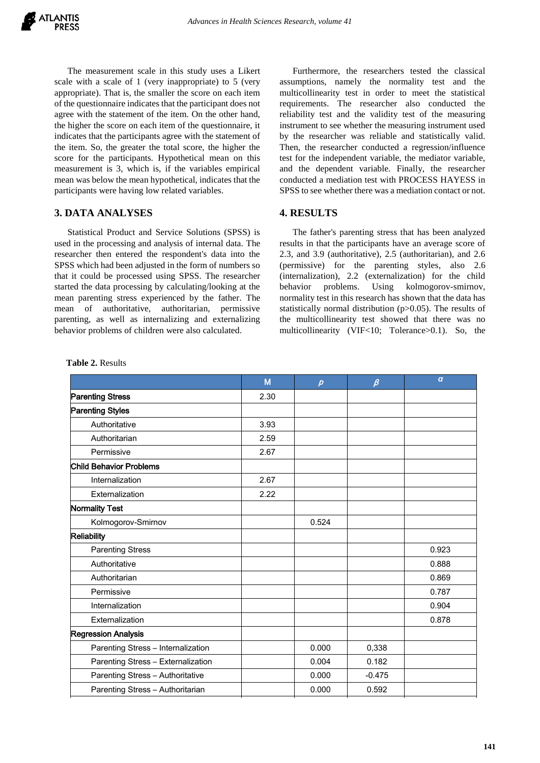The measurement scale in this study uses a Likert scale with a scale of 1 (very inappropriate) to 5 (very appropriate). That is, the smaller the score on each item of the questionnaire indicates that the participant does not agree with the statement of the item. On the other hand, the higher the score on each item of the questionnaire, it indicates that the participants agree with the statement of the item. So, the greater the total score, the higher the score for the participants. Hypothetical mean on this measurement is 3, which is, if the variables empirical mean was below the mean hypothetical, indicates that the participants were having low related variables.

## 3. DATA ANALYSES

Statistical Product and Service Solutions (SPSS) is used in the processing and analysis of internal data. The researcher then entered the respondent's data into the SPSS which had been adjusted in the form of numbers so that it could be processed using SPSS. The researcher started the data processing by calculating/looking at the mean parenting stress experienced by the father. The mean of authoritative, authoritarian, permissive parenting, as well as internalizing and externalizing behavior problems of children were also calculated.

Furthermore, the researchers tested the classical assumptions, namely the normality test and the multicollinearity test in order to meet the statistical requirements. The researcher also conducted the reliability test and the validity test of the measuring instrument to see whether the measuring instrument used by the researcher was reliable and statistically valid. Then, the researcher conducted a regression/influence test for the independent variable, the mediator variable, and the dependent variable. Finally, the researcher conducted a mediation test with PROCESS HAYESS in SPSS to see whether there was a mediation contact or not.

## 4. RESULTS

The father's parenting stress that has been analyzed results in that the participants have an average score of 2.3, and 3.9 (authoritative), 2.5 (authoritarian), and 2.6 (permissive) for the parenting styles, also 2.6 (internalization), 2.2 (externalization) for the child behavior problems. Using kolmogorov-smirnov, normality test in this research has shown that the data has statistically normal distribution (p>0.05). The results of the multicollinearity test showed that there was no multicollinearity (VIF<10; Tolerance>0.1). So, the

**Table 2.** Results

| | M | *p* | *β* | *α* |
|---|---|---|---|---|
| **Parenting Stress** | 2.30 | | | |
| **Parenting Styles** | | | | |
| Authoritative | 3.93 | | | |
| Authoritarian | 2.59 | | | |
| Permissive | 2.67 | | | |
| **Child Behavior Problems** | | | | |
| Internalization | 2.67 | | | |
| Externalization | 2.22 | | | |
| **Normality Test** | | | | |
| Kolmogorov-Smirnov | | 0.524 | | |
| **Reliability** | | | | |
| Parenting Stress | | | | 0.923 |
| Authoritative | | | | 0.888 |
| Authoritarian | | | | 0.869 |
| Permissive | | | | 0.787 |
| Internalization | | | | 0.904 |
| Externalization | | | | 0.878 |
| **Regression Analysis** | | | | |
| Parenting Stress – Internalization | | 0.000 | 0,338 | |
| Parenting Stress – Externalization | | 0.004 | 0.182 | |
| Parenting Stress – Authoritative | | 0.000 | -0.475 | |
| Parenting Stress – Authoritarian | | 0.000 | 0.592 | |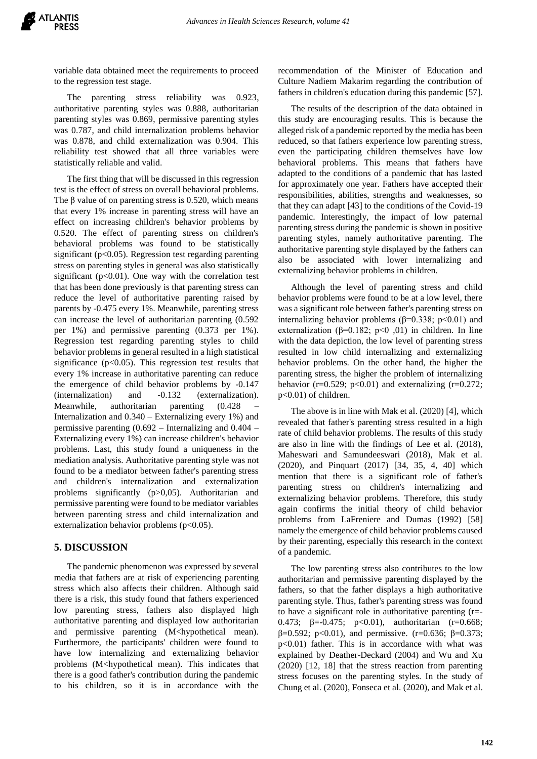variable data obtained meet the requirements to proceed to the regression test stage.

The parenting stress reliability was 0.923, authoritative parenting styles was 0.888, authoritarian parenting styles was 0.869, permissive parenting styles was 0.787, and child internalization problems behavior was 0.878, and child externalization was 0.904. This reliability test showed that all three variables were statistically reliable and valid.

The first thing that will be discussed in this regression test is the effect of stress on overall behavioral problems. The β value of on parenting stress is 0.520, which means that every 1% increase in parenting stress will have an effect on increasing children's behavior problems by 0.520. The effect of parenting stress on children's behavioral problems was found to be statistically significant ($p<0.05$). Regression test regarding parenting stress on parenting styles in general was also statistically significant ($p<0.01$). One way with the correlation test that has been done previously is that parenting stress can reduce the level of authoritative parenting raised by parents by -0.475 every 1%. Meanwhile, parenting stress can increase the level of authoritarian parenting (0.592 per 1%) and permissive parenting (0.373 per 1%). Regression test regarding parenting styles to child behavior problems in general resulted in a high statistical significance ($p<0.05$). This regression test results that every 1% increase in authoritative parenting can reduce the emergence of child behavior problems by -0.147 (internalization) and -0.132 (externalization). Meanwhile, authoritarian parenting (0.428 – Internalization and 0.340 – Externalizing every 1%) and permissive parenting (0.692 – Internalizing and 0.404 – Externalizing every 1%) can increase children's behavior problems. Last, this study found a uniqueness in the mediation analysis. Authoritative parenting style was not found to be a mediator between father's parenting stress and children's internalization and externalization problems significantly ($p>0,05$). Authoritarian and permissive parenting were found to be mediator variables between parenting stress and child internalization and externalization behavior problems ($p<0.05$).

## 5. DISCUSSION

The pandemic phenomenon was expressed by several media that fathers are at risk of experiencing parenting stress which also affects their children. Although said there is a risk, this study found that fathers experienced low parenting stress, fathers also displayed high authoritative parenting and displayed low authoritarian and permissive parenting (M<hypothetical mean). Furthermore, the participants' children were found to have low internalizing and externalizing behavior problems (M<hypothetical mean). This indicates that there is a good father's contribution during the pandemic to his children, so it is in accordance with the recommendation of the Minister of Education and Culture Nadiem Makarim regarding the contribution of fathers in children's education during this pandemic [57].

The results of the description of the data obtained in this study are encouraging results. This is because the alleged risk of a pandemic reported by the media has been reduced, so that fathers experience low parenting stress, even the participating children themselves have low behavioral problems. This means that fathers have adapted to the conditions of a pandemic that has lasted for approximately one year. Fathers have accepted their responsibilities, abilities, strengths and weaknesses, so that they can adapt [43] to the conditions of the Covid-19 pandemic. Interestingly, the impact of low paternal parenting stress during the pandemic is shown in positive parenting styles, namely authoritative parenting. The authoritative parenting style displayed by the fathers can also be associated with lower internalizing and externalizing behavior problems in children.

Although the level of parenting stress and child behavior problems were found to be at a low level, there was a significant role between father's parenting stress on internalizing behavior problems ($\beta=0.338$; $p<0.01$) and externalization ($\beta=0.182$; $p<0,01$) in children. In line with the data depiction, the low level of parenting stress resulted in low child internalizing and externalizing behavior problems. On the other hand, the higher the parenting stress, the higher the problem of internalizing behavior ($r=0.529$; $p<0.01$) and externalizing ($r=0.272$; $p<0.01$) of children.

The above is in line with Mak et al. (2020) [4], which revealed that father's parenting stress resulted in a high rate of child behavior problems. The results of this study are also in line with the findings of Lee et al. (2018), Maheswari and Samundeeswari (2018), Mak et al. (2020), and Pinquart (2017) [34, 35, 4, 40] which mention that there is a significant role of father's parenting stress on children's internalizing and externalizing behavior problems. Therefore, this study again confirms the initial theory of child behavior problems from LaFreniere and Dumas (1992) [58] namely the emergence of child behavior problems caused by their parenting, especially this research in the context of a pandemic.

The low parenting stress also contributes to the low authoritarian and permissive parenting displayed by the fathers, so that the father displays a high authoritative parenting style. Thus, father's parenting stress was found to have a significant role in authoritative parenting ($r=-0.473$; $\beta=-0.475$; $p<0.01$), authoritarian ($r=0.668$; $\beta=0.592$; $p<0.01$), and permissive. ($r=0.636$; $\beta=0.373$; $p<0.01$) father. This is in accordance with what was explained by Deather-Deckard (2004) and Wu and Xu (2020) [12, 18] that the stress reaction from parenting stress focuses on the parenting styles. In the study of Chung et al. (2020), Fonseca et al. (2020), and Mak et al.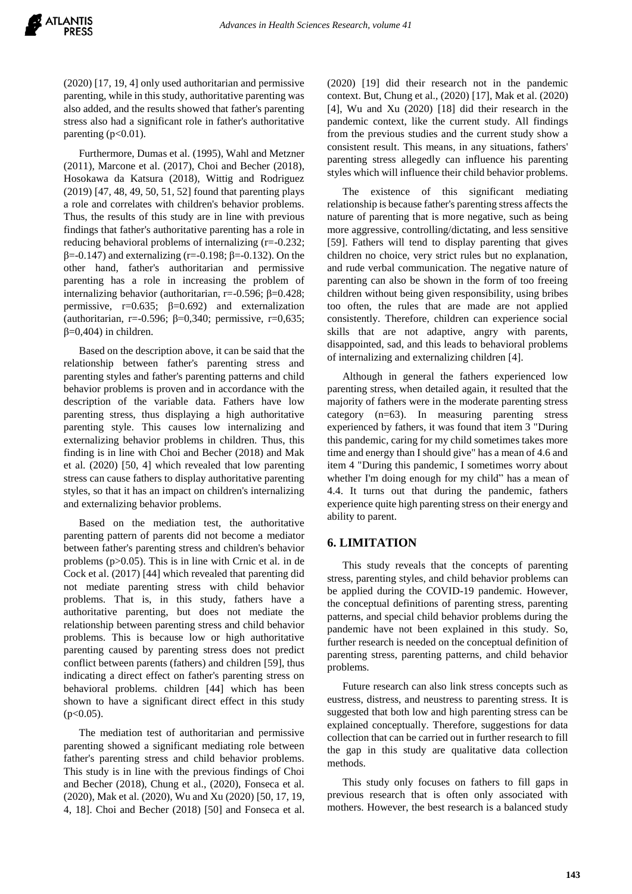(2020) [17, 19, 4] only used authoritarian and permissive parenting, while in this study, authoritative parenting was also added, and the results showed that father's parenting stress also had a significant role in father's authoritative parenting ($p<0.01$).

Furthermore, Dumas et al. (1995), Wahl and Metzner (2011), Marcone et al. (2017), Choi and Becher (2018), Hosokawa da Katsura (2018), Wittig and Rodriguez (2019) [47, 48, 49, 50, 51, 52] found that parenting plays a role and correlates with children's behavior problems. Thus, the results of this study are in line with previous findings that father's authoritative parenting has a role in reducing behavioral problems of internalizing ($r=-0.232$; $\beta=-0.147$) and externalizing ($r=-0.198$; $\beta=-0.132$). On the other hand, father's authoritarian and permissive parenting has a role in increasing the problem of internalizing behavior (authoritarian, $r=-0.596$; $\beta=0.428$; permissive, $r=0.635$; $\beta=0.692$) and externalization (authoritarian, $r=-0.596$; $\beta=0{,}340$; permissive, $r=0{,}635$; $\beta=0{,}404$) in children.

Based on the description above, it can be said that the relationship between father's parenting stress and parenting styles and father's parenting patterns and child behavior problems is proven and in accordance with the description of the variable data. Fathers have low parenting stress, thus displaying a high authoritative parenting style. This causes low internalizing and externalizing behavior problems in children. Thus, this finding is in line with Choi and Becher (2018) and Mak et al. (2020) [50, 4] which revealed that low parenting stress can cause fathers to display authoritative parenting styles, so that it has an impact on children's internalizing and externalizing behavior problems.

Based on the mediation test, the authoritative parenting pattern of parents did not become a mediator between father's parenting stress and children's behavior problems ($p>0.05$). This is in line with Crnic et al. in de Cock et al. (2017) [44] which revealed that parenting did not mediate parenting stress with child behavior problems. That is, in this study, fathers have a authoritative parenting, but does not mediate the relationship between parenting stress and child behavior problems. This is because low or high authoritative parenting caused by parenting stress does not predict conflict between parents (fathers) and children [59], thus indicating a direct effect on father's parenting stress on behavioral problems. children [44] which has been shown to have a significant direct effect in this study ($p<0.05$).

The mediation test of authoritarian and permissive parenting showed a significant mediating role between father's parenting stress and child behavior problems. This study is in line with the previous findings of Choi and Becher (2018), Chung et al., (2020), Fonseca et al. (2020), Mak et al. (2020), Wu and Xu (2020) [50, 17, 19, 4, 18]. Choi and Becher (2018) [50] and Fonseca et al. (2020) [19] did their research not in the pandemic context. But, Chung et al., (2020) [17], Mak et al. (2020) [4], Wu and Xu (2020) [18] did their research in the pandemic context, like the current study. All findings from the previous studies and the current study show a consistent result. This means, in any situations, fathers' parenting stress allegedly can influence his parenting styles which will influence their child behavior problems.

The existence of this significant mediating relationship is because father's parenting stress affects the nature of parenting that is more negative, such as being more aggressive, controlling/dictating, and less sensitive [59]. Fathers will tend to display parenting that gives children no choice, very strict rules but no explanation, and rude verbal communication. The negative nature of parenting can also be shown in the form of too freeing children without being given responsibility, using bribes too often, the rules that are made are not applied consistently. Therefore, children can experience social skills that are not adaptive, angry with parents, disappointed, sad, and this leads to behavioral problems of internalizing and externalizing children [4].

Although in general the fathers experienced low parenting stress, when detailed again, it resulted that the majority of fathers were in the moderate parenting stress category (n=63). In measuring parenting stress experienced by fathers, it was found that item 3 "During this pandemic, caring for my child sometimes takes more time and energy than I should give" has a mean of 4.6 and item 4 "During this pandemic, I sometimes worry about whether I'm doing enough for my child" has a mean of 4.4. It turns out that during the pandemic, fathers experience quite high parenting stress on their energy and ability to parent.

## 6. LIMITATION

This study reveals that the concepts of parenting stress, parenting styles, and child behavior problems can be applied during the COVID-19 pandemic. However, the conceptual definitions of parenting stress, parenting patterns, and special child behavior problems during the pandemic have not been explained in this study. So, further research is needed on the conceptual definition of parenting stress, parenting patterns, and child behavior problems.

Future research can also link stress concepts such as eustress, distress, and neustress to parenting stress. It is suggested that both low and high parenting stress can be explained conceptually. Therefore, suggestions for data collection that can be carried out in further research to fill the gap in this study are qualitative data collection methods.

This study only focuses on fathers to fill gaps in previous research that is often only associated with mothers. However, the best research is a balanced study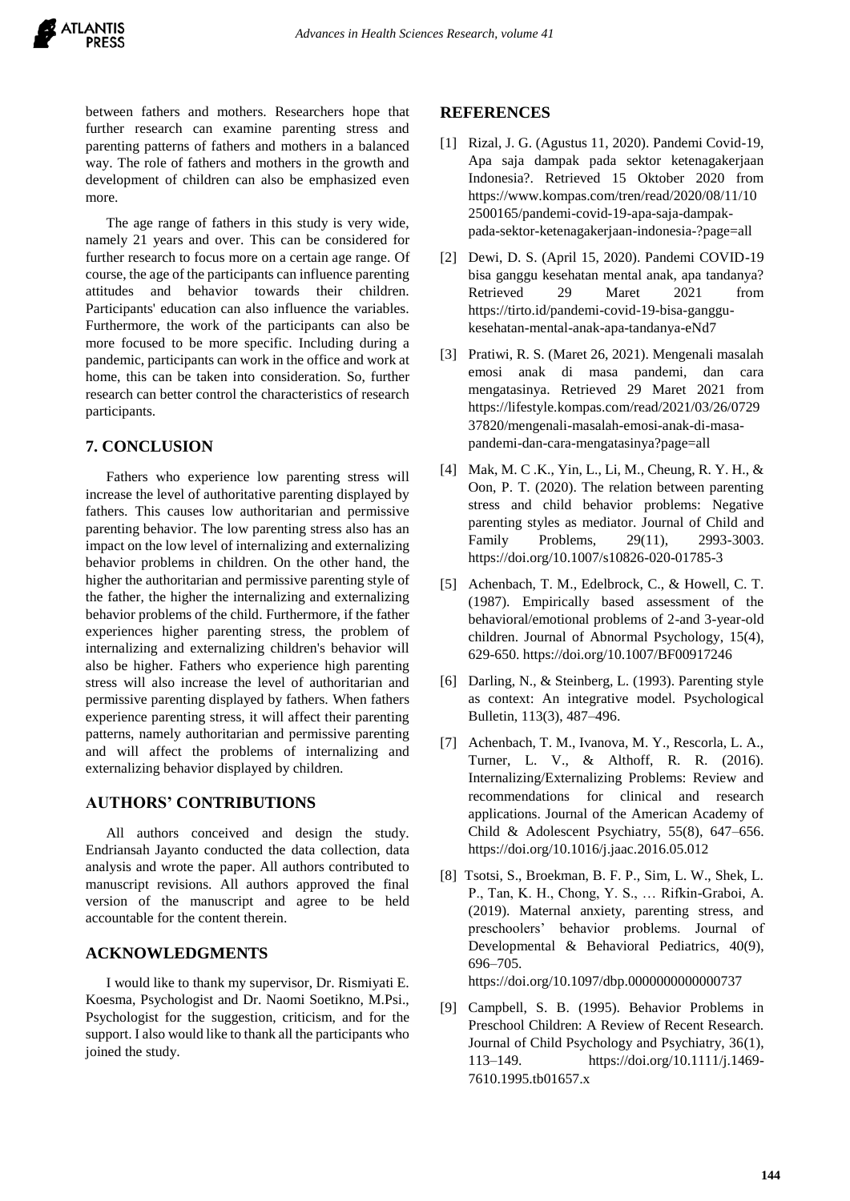between fathers and mothers. Researchers hope that further research can examine parenting stress and parenting patterns of fathers and mothers in a balanced way. The role of fathers and mothers in the growth and development of children can also be emphasized even more.

The age range of fathers in this study is very wide, namely 21 years and over. This can be considered for further research to focus more on a certain age range. Of course, the age of the participants can influence parenting attitudes and behavior towards their children. Participants' education can also influence the variables. Furthermore, the work of the participants can also be more focused to be more specific. Including during a pandemic, participants can work in the office and work at home, this can be taken into consideration. So, further research can better control the characteristics of research participants.

## 7. CONCLUSION

Fathers who experience low parenting stress will increase the level of authoritative parenting displayed by fathers. This causes low authoritarian and permissive parenting behavior. The low parenting stress also has an impact on the low level of internalizing and externalizing behavior problems in children. On the other hand, the higher the authoritarian and permissive parenting style of the father, the higher the internalizing and externalizing behavior problems of the child. Furthermore, if the father experiences higher parenting stress, the problem of internalizing and externalizing children's behavior will also be higher. Fathers who experience high parenting stress will also increase the level of authoritarian and permissive parenting displayed by fathers. When fathers experience parenting stress, it will affect their parenting patterns, namely authoritarian and permissive parenting and will affect the problems of internalizing and externalizing behavior displayed by children.

## AUTHORS' CONTRIBUTIONS

All authors conceived and design the study. Endriansah Jayanto conducted the data collection, data analysis and wrote the paper. All authors contributed to manuscript revisions. All authors approved the final version of the manuscript and agree to be held accountable for the content therein.

## ACKNOWLEDGMENTS

I would like to thank my supervisor, Dr. Rismiyati E. Koesma, Psychologist and Dr. Naomi Soetikno, M.Psi., Psychologist for the suggestion, criticism, and for the support. I also would like to thank all the participants who joined the study.

## REFERENCES

[1] Rizal, J. G. (Agustus 11, 2020). Pandemi Covid-19, Apa saja dampak pada sektor ketenagakerjaan Indonesia?. Retrieved 15 Oktober 2020 from https://www.kompas.com/tren/read/2020/08/11/102500165/pandemi-covid-19-apa-saja-dampak-pada-sektor-ketenagakerjaan-indonesia-?page=all

[2] Dewi, D. S. (April 15, 2020). Pandemi COVID-19 bisa ganggu kesehatan mental anak, apa tandanya? Retrieved 29 Maret 2021 from https://tirto.id/pandemi-covid-19-bisa-ganggu-kesehatan-mental-anak-apa-tandanya-eNd7

[3] Pratiwi, R. S. (Maret 26, 2021). Mengenali masalah emosi anak di masa pandemi, dan cara mengatasinya. Retrieved 29 Maret 2021 from https://lifestyle.kompas.com/read/2021/03/26/072937820/mengenali-masalah-emosi-anak-di-masa-pandemi-dan-cara-mengatasinya?page=all

[4] Mak, M. C .K., Yin, L., Li, M., Cheung, R. Y. H., & Oon, P. T. (2020). The relation between parenting stress and child behavior problems: Negative parenting styles as mediator. Journal of Child and Family Problems, 29(11), 2993-3003. https://doi.org/10.1007/s10826-020-01785-3

[5] Achenbach, T. M., Edelbrock, C., & Howell, C. T. (1987). Empirically based assessment of the behavioral/emotional problems of 2-and 3-year-old children. Journal of Abnormal Psychology, 15(4), 629-650. https://doi.org/10.1007/BF00917246

[6] Darling, N., & Steinberg, L. (1993). Parenting style as context: An integrative model. Psychological Bulletin, 113(3), 487–496.

[7] Achenbach, T. M., Ivanova, M. Y., Rescorla, L. A., Turner, L. V., & Althoff, R. R. (2016). Internalizing/Externalizing Problems: Review and recommendations for clinical and research applications. Journal of the American Academy of Child & Adolescent Psychiatry, 55(8), 647–656. https://doi.org/10.1016/j.jaac.2016.05.012

[8] Tsotsi, S., Broekman, B. F. P., Sim, L. W., Shek, L. P., Tan, K. H., Chong, Y. S., … Rifkin-Graboi, A. (2019). Maternal anxiety, parenting stress, and preschoolers' behavior problems. Journal of Developmental & Behavioral Pediatrics, 40(9), 696–705. https://doi.org/10.1097/dbp.0000000000000737

[9] Campbell, S. B. (1995). Behavior Problems in Preschool Children: A Review of Recent Research. Journal of Child Psychology and Psychiatry, 36(1), 113–149. https://doi.org/10.1111/j.1469-7610.1995.tb01657.x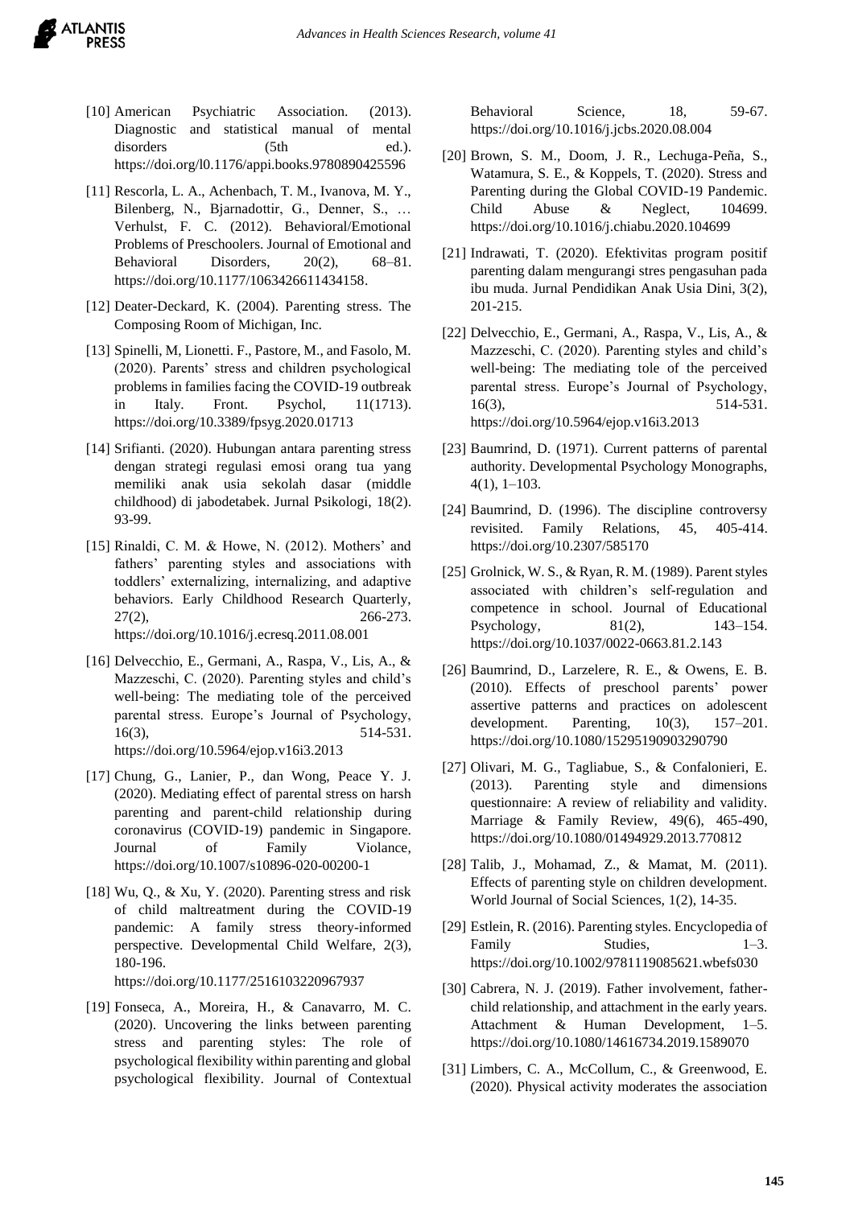[10] American Psychiatric Association. (2013). Diagnostic and statistical manual of mental disorders (5th ed.). https://doi.org/l0.1176/appi.books.9780890425596

[11] Rescorla, L. A., Achenbach, T. M., Ivanova, M. Y., Bilenberg, N., Bjarnadottir, G., Denner, S., … Verhulst, F. C. (2012). Behavioral/Emotional Problems of Preschoolers. Journal of Emotional and Behavioral Disorders, 20(2), 68–81. https://doi.org/10.1177/1063426611434158.

[12] Deater-Deckard, K. (2004). Parenting stress. The Composing Room of Michigan, Inc.

[13] Spinelli, M, Lionetti. F., Pastore, M., and Fasolo, M. (2020). Parents' stress and children psychological problems in families facing the COVID-19 outbreak in Italy. Front. Psychol, 11(1713). https://doi.org/10.3389/fpsyg.2020.01713

[14] Srifianti. (2020). Hubungan antara parenting stress dengan strategi regulasi emosi orang tua yang memiliki anak usia sekolah dasar (middle childhood) di jabodetabek. Jurnal Psikologi, 18(2). 93-99.

[15] Rinaldi, C. M. & Howe, N. (2012). Mothers' and fathers' parenting styles and associations with toddlers' externalizing, internalizing, and adaptive behaviors. Early Childhood Research Quarterly, 27(2), 266-273. https://doi.org/10.1016/j.ecresq.2011.08.001

[16] Delvecchio, E., Germani, A., Raspa, V., Lis, A., & Mazzeschi, C. (2020). Parenting styles and child's well-being: The mediating tole of the perceived parental stress. Europe's Journal of Psychology, 16(3), 514-531. https://doi.org/10.5964/ejop.v16i3.2013

[17] Chung, G., Lanier, P., dan Wong, Peace Y. J. (2020). Mediating effect of parental stress on harsh parenting and parent-child relationship during coronavirus (COVID-19) pandemic in Singapore. Journal of Family Violance, https://doi.org/10.1007/s10896-020-00200-1

[18] Wu, Q., & Xu, Y. (2020). Parenting stress and risk of child maltreatment during the COVID-19 pandemic: A family stress theory-informed perspective. Developmental Child Welfare, 2(3), 180-196. https://doi.org/10.1177/2516103220967937

[19] Fonseca, A., Moreira, H., & Canavarro, M. C. (2020). Uncovering the links between parenting stress and parenting styles: The role of psychological flexibility within parenting and global psychological flexibility. Journal of Contextual Behavioral Science, 18, 59-67. https://doi.org/10.1016/j.jcbs.2020.08.004

[20] Brown, S. M., Doom, J. R., Lechuga-Peña, S., Watamura, S. E., & Koppels, T. (2020). Stress and Parenting during the Global COVID-19 Pandemic. Child Abuse & Neglect, 104699. https://doi.org/10.1016/j.chiabu.2020.104699

[21] Indrawati, T. (2020). Efektivitas program positif parenting dalam mengurangi stres pengasuhan pada ibu muda. Jurnal Pendidikan Anak Usia Dini, 3(2), 201-215.

[22] Delvecchio, E., Germani, A., Raspa, V., Lis, A., & Mazzeschi, C. (2020). Parenting styles and child's well-being: The mediating tole of the perceived parental stress. Europe's Journal of Psychology, 16(3), 514-531. https://doi.org/10.5964/ejop.v16i3.2013

[23] Baumrind, D. (1971). Current patterns of parental authority. Developmental Psychology Monographs, 4(1), 1–103.

[24] Baumrind, D. (1996). The discipline controversy revisited. Family Relations, 45, 405-414. https://doi.org/10.2307/585170

[25] Grolnick, W. S., & Ryan, R. M. (1989). Parent styles associated with children's self-regulation and competence in school. Journal of Educational Psychology, 81(2), 143–154. https://doi.org/10.1037/0022-0663.81.2.143

[26] Baumrind, D., Larzelere, R. E., & Owens, E. B. (2010). Effects of preschool parents' power assertive patterns and practices on adolescent development. Parenting, 10(3), 157–201. https://doi.org/10.1080/15295190903290790

[27] Olivari, M. G., Tagliabue, S., & Confalonieri, E. (2013). Parenting style and dimensions questionnaire: A review of reliability and validity. Marriage & Family Review, 49(6), 465-490, https://doi.org/10.1080/01494929.2013.770812

[28] Talib, J., Mohamad, Z., & Mamat, M. (2011). Effects of parenting style on children development. World Journal of Social Sciences, 1(2), 14-35.

[29] Estlein, R. (2016). Parenting styles. Encyclopedia of Family Studies, 1–3. https://doi.org/10.1002/9781119085621.wbefs030

[30] Cabrera, N. J. (2019). Father involvement, father-child relationship, and attachment in the early years. Attachment & Human Development, 1–5. https://doi.org/10.1080/14616734.2019.1589070

[31] Limbers, C. A., McCollum, C., & Greenwood, E. (2020). Physical activity moderates the association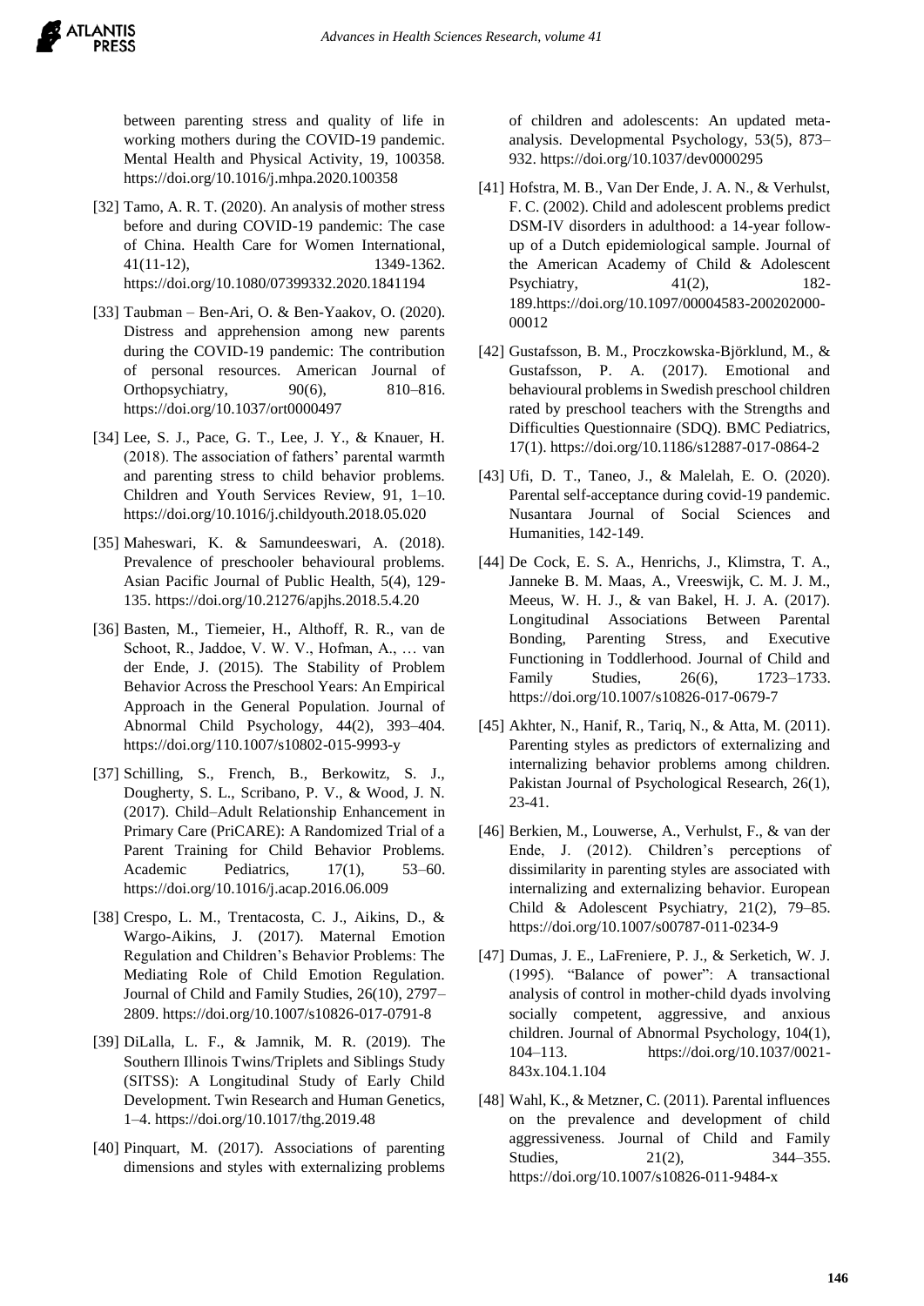between parenting stress and quality of life in working mothers during the COVID-19 pandemic. Mental Health and Physical Activity, 19, 100358. https://doi.org/10.1016/j.mhpa.2020.100358

[32] Tamo, A. R. T. (2020). An analysis of mother stress before and during COVID-19 pandemic: The case of China. Health Care for Women International, 41(11-12), 1349-1362. https://doi.org/10.1080/07399332.2020.1841194

[33] Taubman – Ben-Ari, O. & Ben-Yaakov, O. (2020). Distress and apprehension among new parents during the COVID-19 pandemic: The contribution of personal resources. American Journal of Orthopsychiatry, 90(6), 810–816. https://doi.org/10.1037/ort0000497

[34] Lee, S. J., Pace, G. T., Lee, J. Y., & Knauer, H. (2018). The association of fathers' parental warmth and parenting stress to child behavior problems. Children and Youth Services Review, 91, 1–10. https://doi.org/10.1016/j.childyouth.2018.05.020

[35] Maheswari, K. & Samundeeswari, A. (2018). Prevalence of preschooler behavioural problems. Asian Pacific Journal of Public Health, 5(4), 129-135. https://doi.org/10.21276/apjhs.2018.5.4.20

[36] Basten, M., Tiemeier, H., Althoff, R. R., van de Schoot, R., Jaddoe, V. W. V., Hofman, A., … van der Ende, J. (2015). The Stability of Problem Behavior Across the Preschool Years: An Empirical Approach in the General Population. Journal of Abnormal Child Psychology, 44(2), 393–404. https://doi.org/110.1007/s10802-015-9993-y

[37] Schilling, S., French, B., Berkowitz, S. J., Dougherty, S. L., Scribano, P. V., & Wood, J. N. (2017). Child–Adult Relationship Enhancement in Primary Care (PriCARE): A Randomized Trial of a Parent Training for Child Behavior Problems. Academic Pediatrics, 17(1), 53–60. https://doi.org/10.1016/j.acap.2016.06.009

[38] Crespo, L. M., Trentacosta, C. J., Aikins, D., & Wargo-Aikins, J. (2017). Maternal Emotion Regulation and Children's Behavior Problems: The Mediating Role of Child Emotion Regulation. Journal of Child and Family Studies, 26(10), 2797–2809. https://doi.org/10.1007/s10826-017-0791-8

[39] DiLalla, L. F., & Jamnik, M. R. (2019). The Southern Illinois Twins/Triplets and Siblings Study (SITSS): A Longitudinal Study of Early Child Development. Twin Research and Human Genetics, 1–4. https://doi.org/10.1017/thg.2019.48

[40] Pinquart, M. (2017). Associations of parenting dimensions and styles with externalizing problems of children and adolescents: An updated meta-analysis. Developmental Psychology, 53(5), 873–932. https://doi.org/10.1037/dev0000295

[41] Hofstra, M. B., Van Der Ende, J. A. N., & Verhulst, F. C. (2002). Child and adolescent problems predict DSM-IV disorders in adulthood: a 14-year follow-up of a Dutch epidemiological sample. Journal of the American Academy of Child & Adolescent Psychiatry, 41(2), 182-189.https://doi.org/10.1097/00004583-200202000-00012

[42] Gustafsson, B. M., Proczkowska-Björklund, M., & Gustafsson, P. A. (2017). Emotional and behavioural problems in Swedish preschool children rated by preschool teachers with the Strengths and Difficulties Questionnaire (SDQ). BMC Pediatrics, 17(1). https://doi.org/10.1186/s12887-017-0864-2

[43] Ufi, D. T., Taneo, J., & Malelah, E. O. (2020). Parental self-acceptance during covid-19 pandemic. Nusantara Journal of Social Sciences and Humanities, 142-149.

[44] De Cock, E. S. A., Henrichs, J., Klimstra, T. A., Janneke B. M. Maas, A., Vreeswijk, C. M. J. M., Meeus, W. H. J., & van Bakel, H. J. A. (2017). Longitudinal Associations Between Parental Bonding, Parenting Stress, and Executive Functioning in Toddlerhood. Journal of Child and Family Studies, 26(6), 1723–1733. https://doi.org/10.1007/s10826-017-0679-7

[45] Akhter, N., Hanif, R., Tariq, N., & Atta, M. (2011). Parenting styles as predictors of externalizing and internalizing behavior problems among children. Pakistan Journal of Psychological Research, 26(1), 23-41.

[46] Berkien, M., Louwerse, A., Verhulst, F., & van der Ende, J. (2012). Children's perceptions of dissimilarity in parenting styles are associated with internalizing and externalizing behavior. European Child & Adolescent Psychiatry, 21(2), 79–85. https://doi.org/10.1007/s00787-011-0234-9

[47] Dumas, J. E., LaFreniere, P. J., & Serketich, W. J. (1995). "Balance of power": A transactional analysis of control in mother-child dyads involving socially competent, aggressive, and anxious children. Journal of Abnormal Psychology, 104(1), 104–113. https://doi.org/10.1037/0021-843x.104.1.104

[48] Wahl, K., & Metzner, C. (2011). Parental influences on the prevalence and development of child aggressiveness. Journal of Child and Family Studies, 21(2), 344–355. https://doi.org/10.1007/s10826-011-9484-x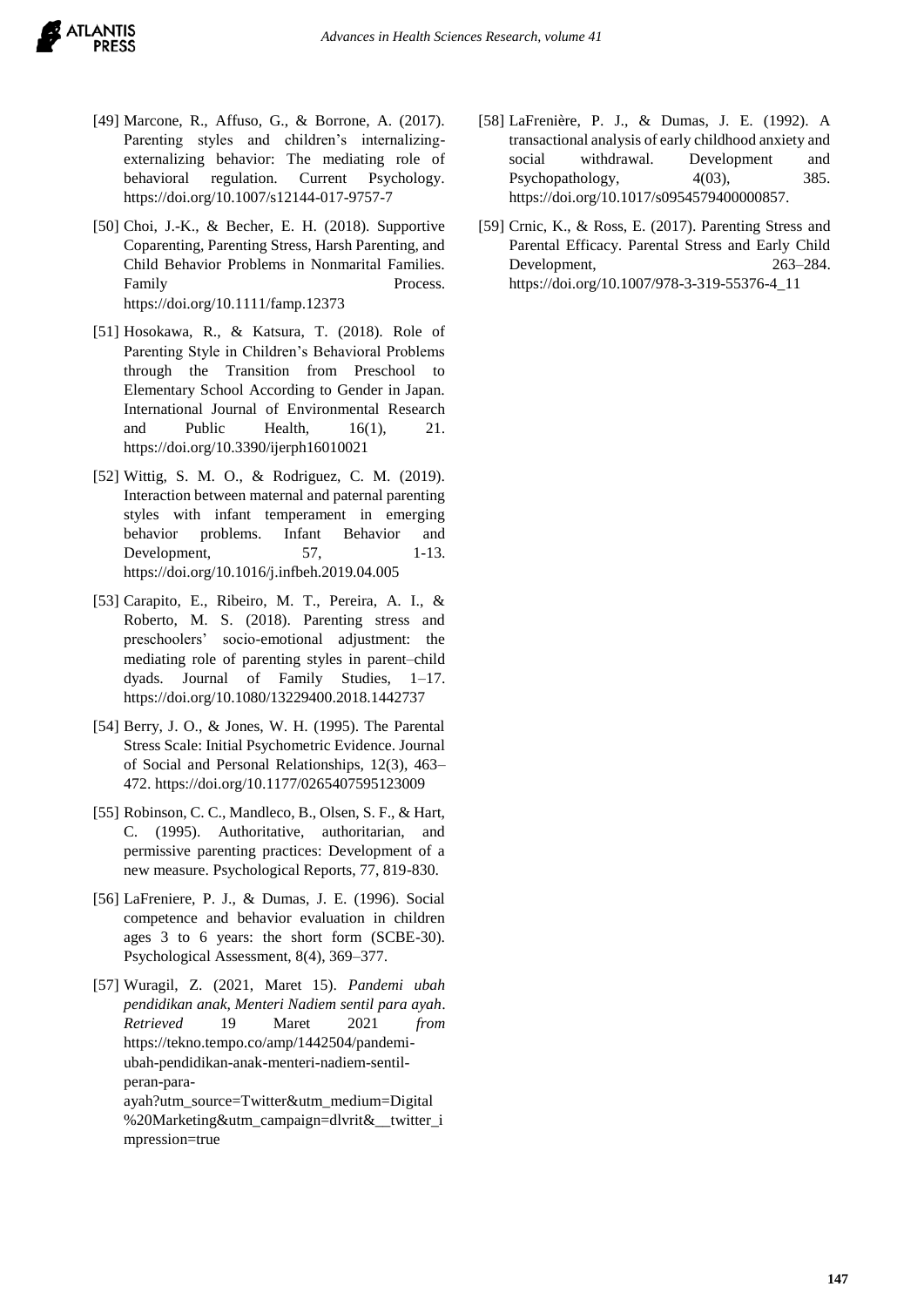[49] Marcone, R., Affuso, G., & Borrone, A. (2017). Parenting styles and children's internalizing-externalizing behavior: The mediating role of behavioral regulation. Current Psychology. https://doi.org/10.1007/s12144-017-9757-7

[50] Choi, J.-K., & Becher, E. H. (2018). Supportive Coparenting, Parenting Stress, Harsh Parenting, and Child Behavior Problems in Nonmarital Families. Family Process. https://doi.org/10.1111/famp.12373

[51] Hosokawa, R., & Katsura, T. (2018). Role of Parenting Style in Children's Behavioral Problems through the Transition from Preschool to Elementary School According to Gender in Japan. International Journal of Environmental Research and Public Health, 16(1), 21. https://doi.org/10.3390/ijerph16010021

[52] Wittig, S. M. O., & Rodriguez, C. M. (2019). Interaction between maternal and paternal parenting styles with infant temperament in emerging behavior problems. Infant Behavior and Development, 57, 1-13. https://doi.org/10.1016/j.infbeh.2019.04.005

[53] Carapito, E., Ribeiro, M. T., Pereira, A. I., & Roberto, M. S. (2018). Parenting stress and preschoolers' socio-emotional adjustment: the mediating role of parenting styles in parent–child dyads. Journal of Family Studies, 1–17. https://doi.org/10.1080/13229400.2018.1442737

[54] Berry, J. O., & Jones, W. H. (1995). The Parental Stress Scale: Initial Psychometric Evidence. Journal of Social and Personal Relationships, 12(3), 463–472. https://doi.org/10.1177/0265407595123009

[55] Robinson, C. C., Mandleco, B., Olsen, S. F., & Hart, C. (1995). Authoritative, authoritarian, and permissive parenting practices: Development of a new measure. Psychological Reports, 77, 819-830.

[56] LaFreniere, P. J., & Dumas, J. E. (1996). Social competence and behavior evaluation in children ages 3 to 6 years: the short form (SCBE-30). Psychological Assessment, 8(4), 369–377.

[57] Wuragil, Z. (2021, Maret 15). *Pandemi ubah pendidikan anak, Menteri Nadiem sentil para ayah*. *Retrieved* 19 Maret 2021 *from* https://tekno.tempo.co/amp/1442504/pandemi-ubah-pendidikan-anak-menteri-nadiem-sentil-peran-para-ayah?utm_source=Twitter&utm_medium=Digital%20Marketing&utm_campaign=dlvrit&__twitter_impression=true

[58] LaFrenière, P. J., & Dumas, J. E. (1992). A transactional analysis of early childhood anxiety and social withdrawal. Development and Psychopathology, 4(03), 385. https://doi.org/10.1017/s0954579400000857.

[59] Crnic, K., & Ross, E. (2017). Parenting Stress and Parental Efficacy. Parental Stress and Early Child Development, 263–284. https://doi.org/10.1007/978-3-319-55376-4_11